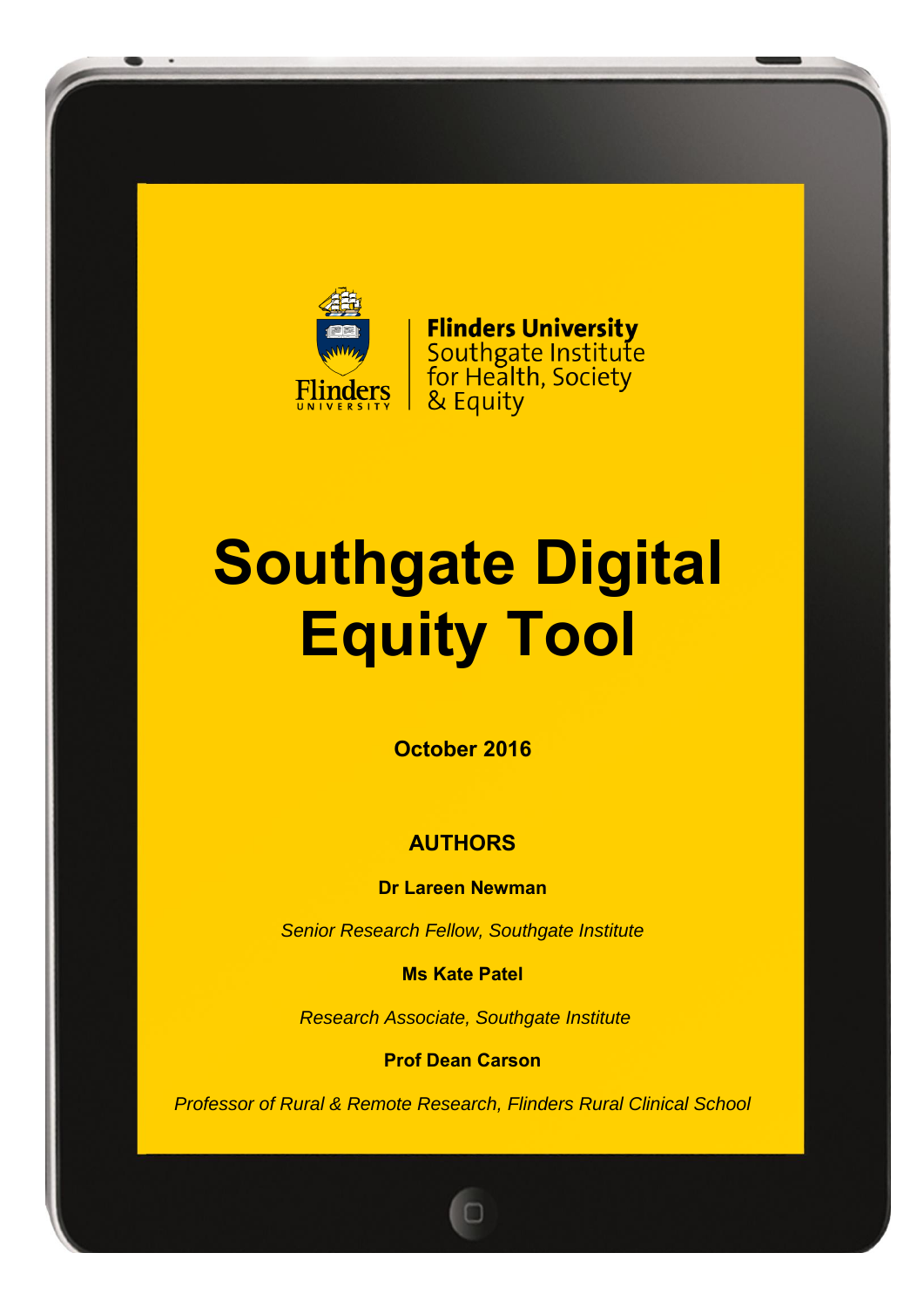Flinders University
Southgate Institute
for Health, Society
& Equity

# Southgate Digital Equity Tool

**October 2016**

**AUTHORS**

**Dr Lareen Newman**

*Senior Research Fellow, Southgate Institute*

**Ms Kate Patel**

*Research Associate, Southgate Institute*

**Prof Dean Carson**

*Professor of Rural & Remote Research, Flinders Rural Clinical School*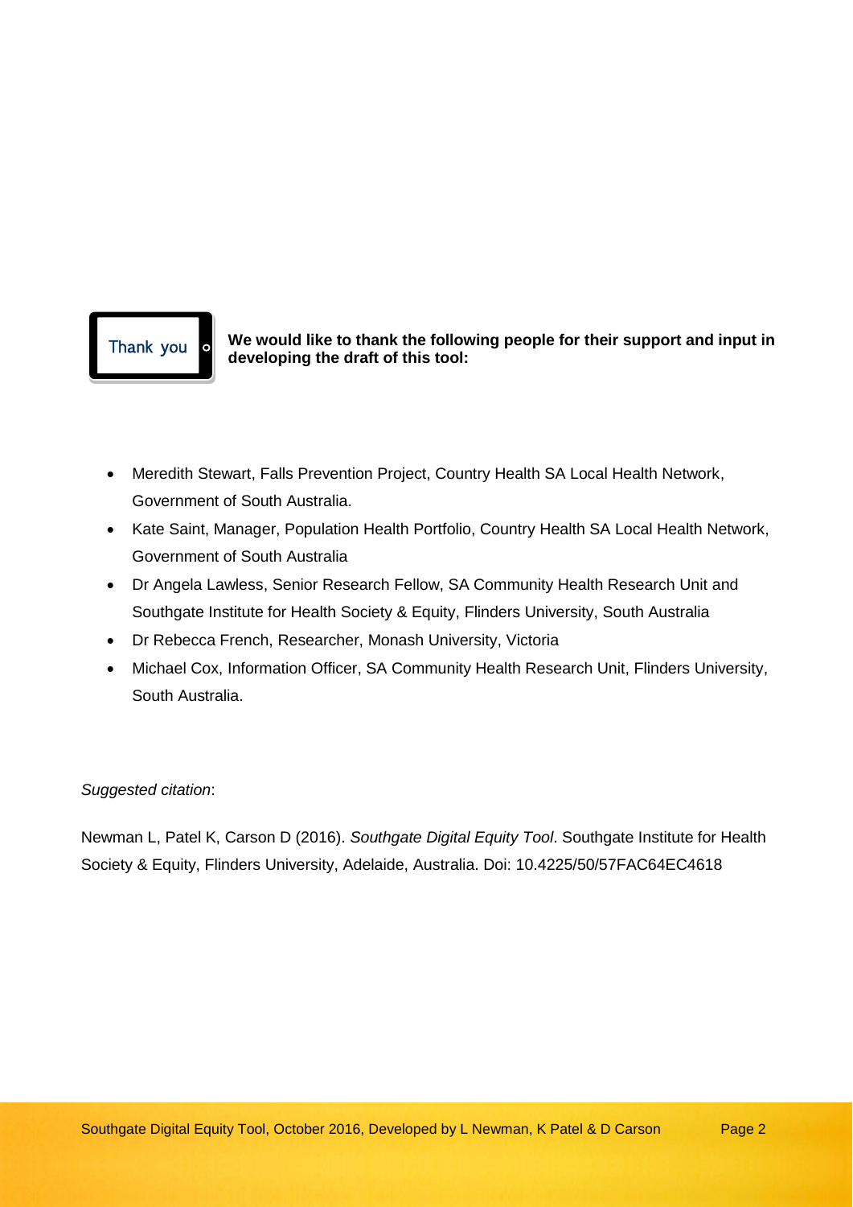Thank you

**We would like to thank the following people for their support and input in developing the draft of this tool:**

- Meredith Stewart, Falls Prevention Project, Country Health SA Local Health Network, Government of South Australia.
- Kate Saint, Manager, Population Health Portfolio, Country Health SA Local Health Network, Government of South Australia
- Dr Angela Lawless, Senior Research Fellow, SA Community Health Research Unit and Southgate Institute for Health Society & Equity, Flinders University, South Australia
- Dr Rebecca French, Researcher, Monash University, Victoria
- Michael Cox, Information Officer, SA Community Health Research Unit, Flinders University, South Australia.

*Suggested citation*:

Newman L, Patel K, Carson D (2016). *Southgate Digital Equity Tool*. Southgate Institute for Health Society & Equity, Flinders University, Adelaide, Australia. Doi: 10.4225/50/57FAC64EC4618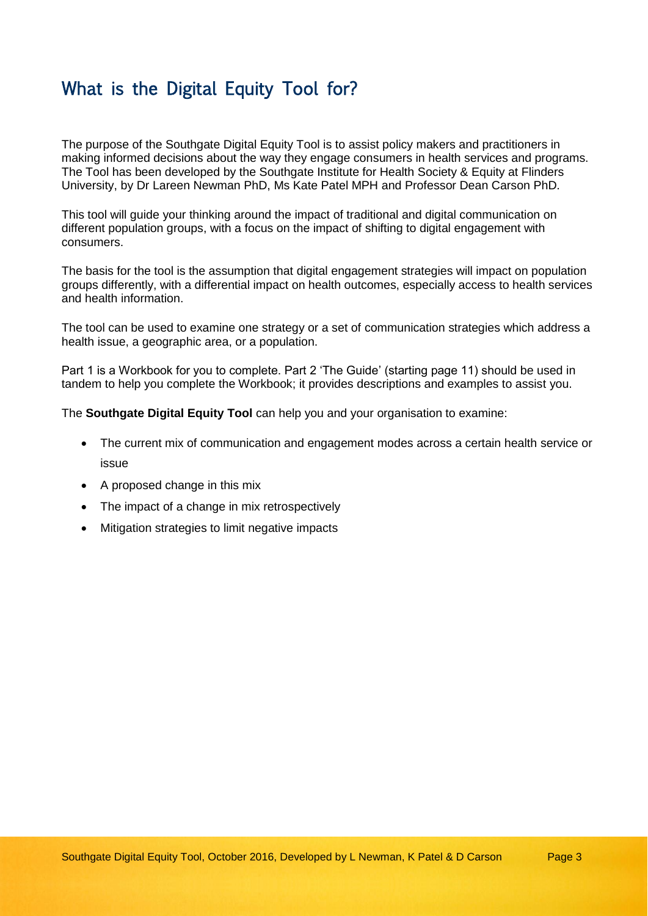## What is the Digital Equity Tool for?

The purpose of the Southgate Digital Equity Tool is to assist policy makers and practitioners in making informed decisions about the way they engage consumers in health services and programs. The Tool has been developed by the Southgate Institute for Health Society & Equity at Flinders University, by Dr Lareen Newman PhD, Ms Kate Patel MPH and Professor Dean Carson PhD.

This tool will guide your thinking around the impact of traditional and digital communication on different population groups, with a focus on the impact of shifting to digital engagement with consumers.

The basis for the tool is the assumption that digital engagement strategies will impact on population groups differently, with a differential impact on health outcomes, especially access to health services and health information.

The tool can be used to examine one strategy or a set of communication strategies which address a health issue, a geographic area, or a population.

Part 1 is a Workbook for you to complete. Part 2 'The Guide' (starting page 11) should be used in tandem to help you complete the Workbook; it provides descriptions and examples to assist you.

The **Southgate Digital Equity Tool** can help you and your organisation to examine:

- The current mix of communication and engagement modes across a certain health service or issue
- A proposed change in this mix
- The impact of a change in mix retrospectively
- Mitigation strategies to limit negative impacts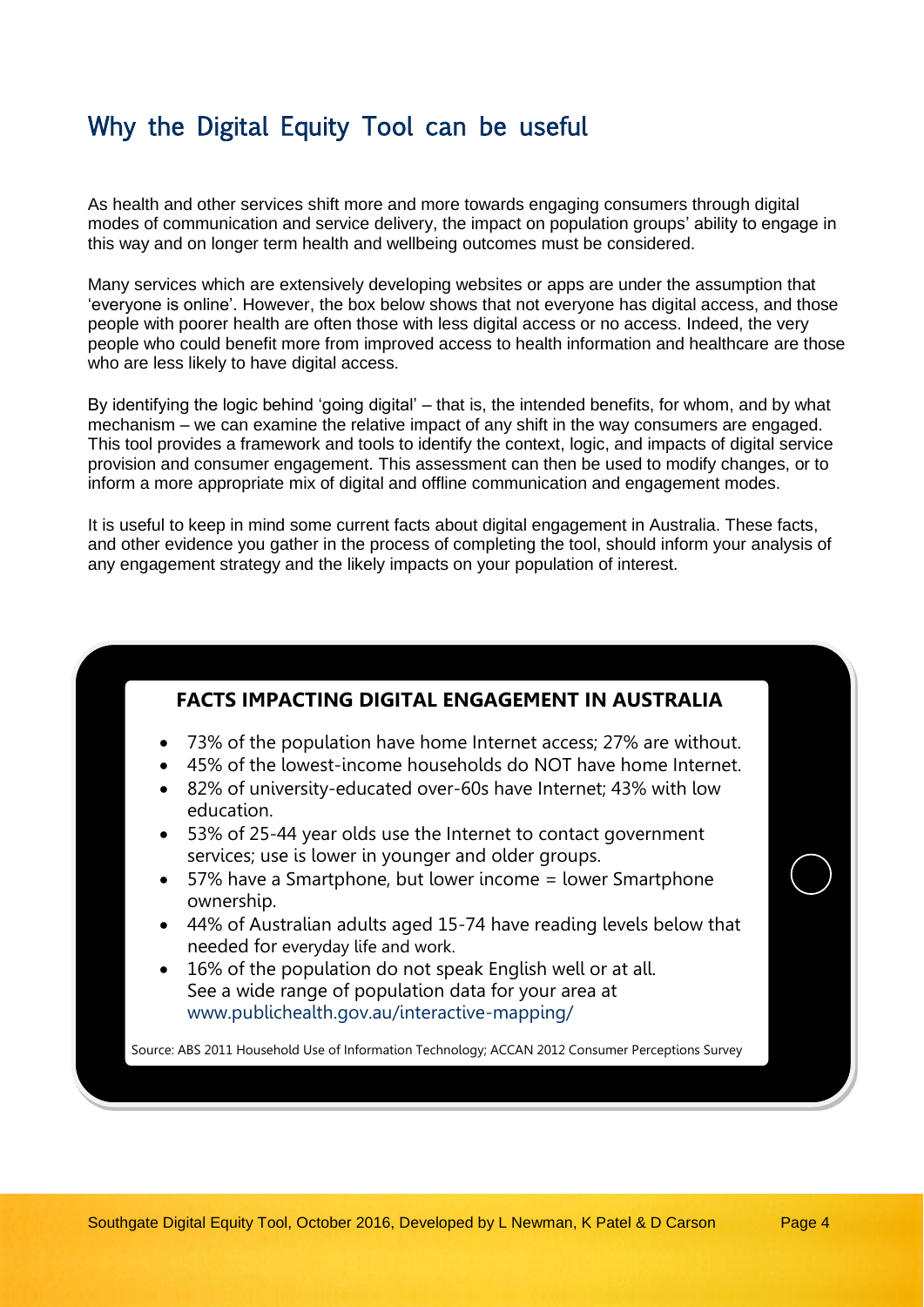## Why the Digital Equity Tool can be useful

As health and other services shift more and more towards engaging consumers through digital modes of communication and service delivery, the impact on population groups' ability to engage in this way and on longer term health and wellbeing outcomes must be considered.

Many services which are extensively developing websites or apps are under the assumption that 'everyone is online'. However, the box below shows that not everyone has digital access, and those people with poorer health are often those with less digital access or no access. Indeed, the very people who could benefit more from improved access to health information and healthcare are those who are less likely to have digital access.

By identifying the logic behind 'going digital' – that is, the intended benefits, for whom, and by what mechanism – we can examine the relative impact of any shift in the way consumers are engaged. This tool provides a framework and tools to identify the context, logic, and impacts of digital service provision and consumer engagement. This assessment can then be used to modify changes, or to inform a more appropriate mix of digital and offline communication and engagement modes.

It is useful to keep in mind some current facts about digital engagement in Australia. These facts, and other evidence you gather in the process of completing the tool, should inform your analysis of any engagement strategy and the likely impacts on your population of interest.

### FACTS IMPACTING DIGITAL ENGAGEMENT IN AUSTRALIA

- 73% of the population have home Internet access; 27% are without.
- 45% of the lowest-income households do NOT have home Internet.
- 82% of university-educated over-60s have Internet; 43% with low education.
- 53% of 25-44 year olds use the Internet to contact government services; use is lower in younger and older groups.
- 57% have a Smartphone, but lower income = lower Smartphone ownership.
- 44% of Australian adults aged 15-74 have reading levels below that needed for everyday life and work.
- 16% of the population do not speak English well or at all.

See a wide range of population data for your area at www.publichealth.gov.au/interactive-mapping/

Source: ABS 2011 Household Use of Information Technology; ACCAN 2012 Consumer Perceptions Survey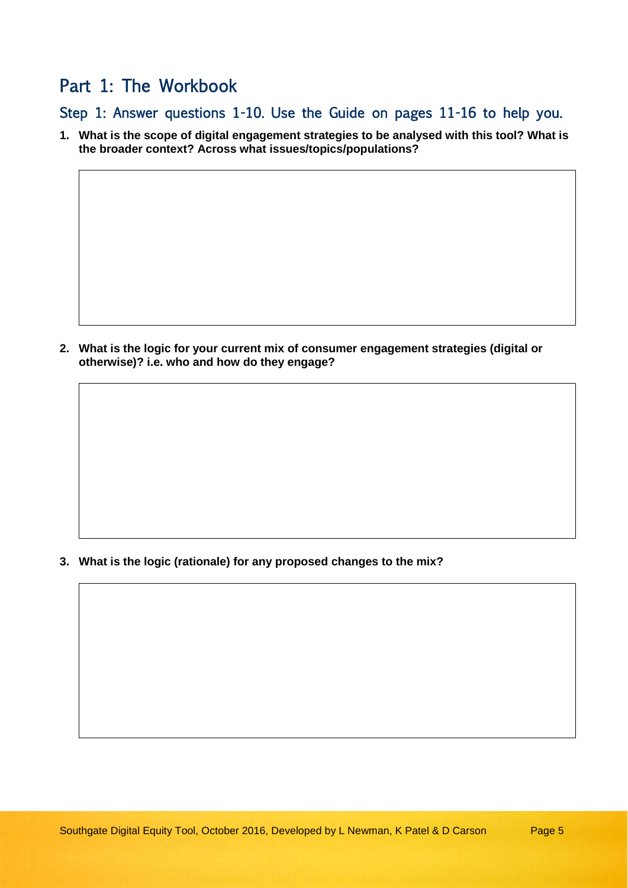# Part 1: The Workbook

## Step 1: Answer questions 1-10. Use the Guide on pages 11-16 to help you.

1. **What is the scope of digital engagement strategies to be analysed with this tool? What is the broader context? Across what issues/topics/populations?**

2. **What is the logic for your current mix of consumer engagement strategies (digital or otherwise)? i.e. who and how do they engage?**

3. **What is the logic (rationale) for any proposed changes to the mix?**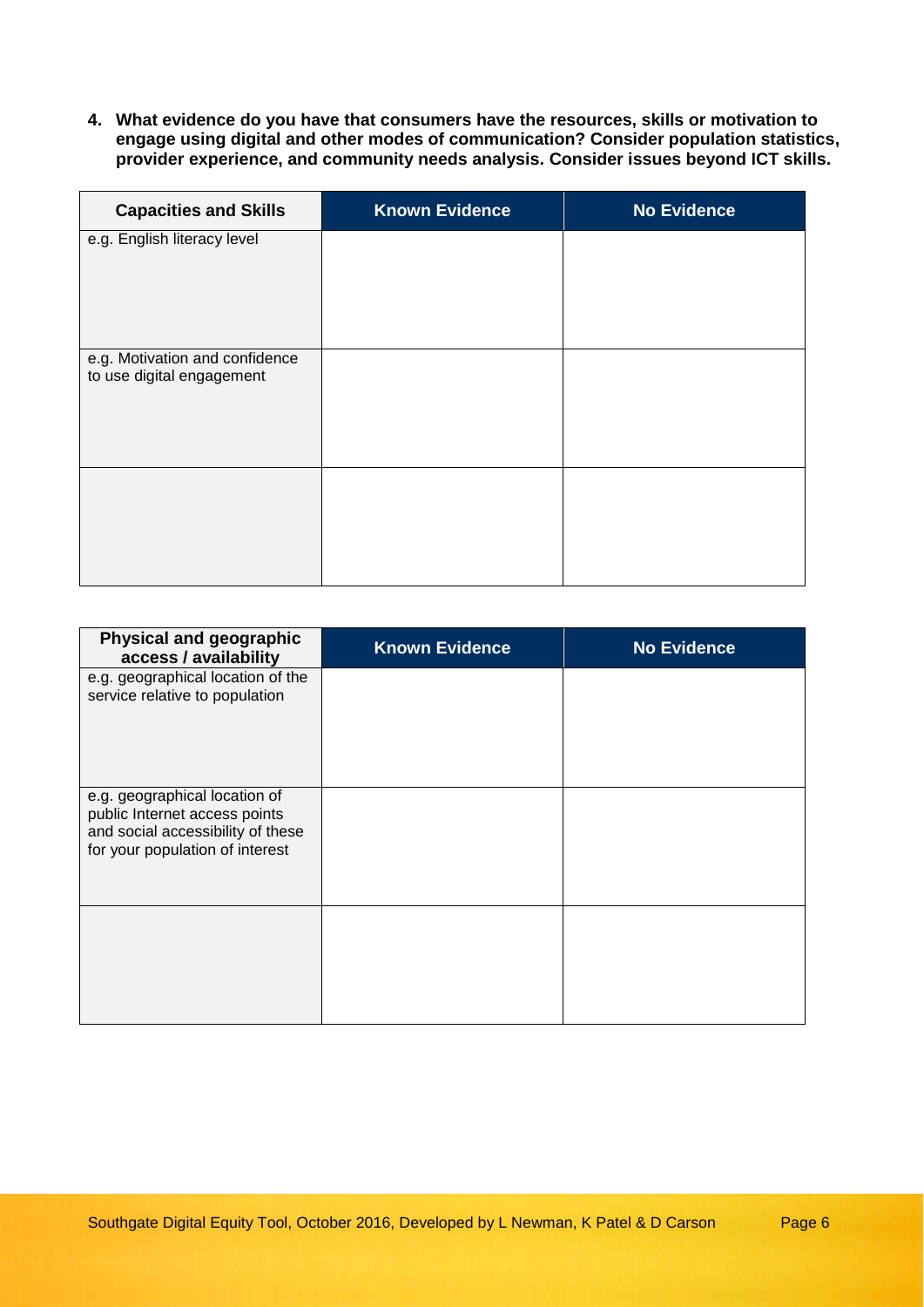**4. What evidence do you have that consumers have the resources, skills or motivation to engage using digital and other modes of communication? Consider population statistics, provider experience, and community needs analysis. Consider issues beyond ICT skills.**

| Capacities and Skills | Known Evidence | No Evidence |
|---|---|---|
| e.g. English literacy level | | |
| e.g. Motivation and confidence to use digital engagement | | |
| | | |

| Physical and geographic access / availability | Known Evidence | No Evidence |
|---|---|---|
| e.g. geographical location of the service relative to population | | |
| e.g. geographical location of public Internet access points and social accessibility of these for your population of interest | | |
| | | |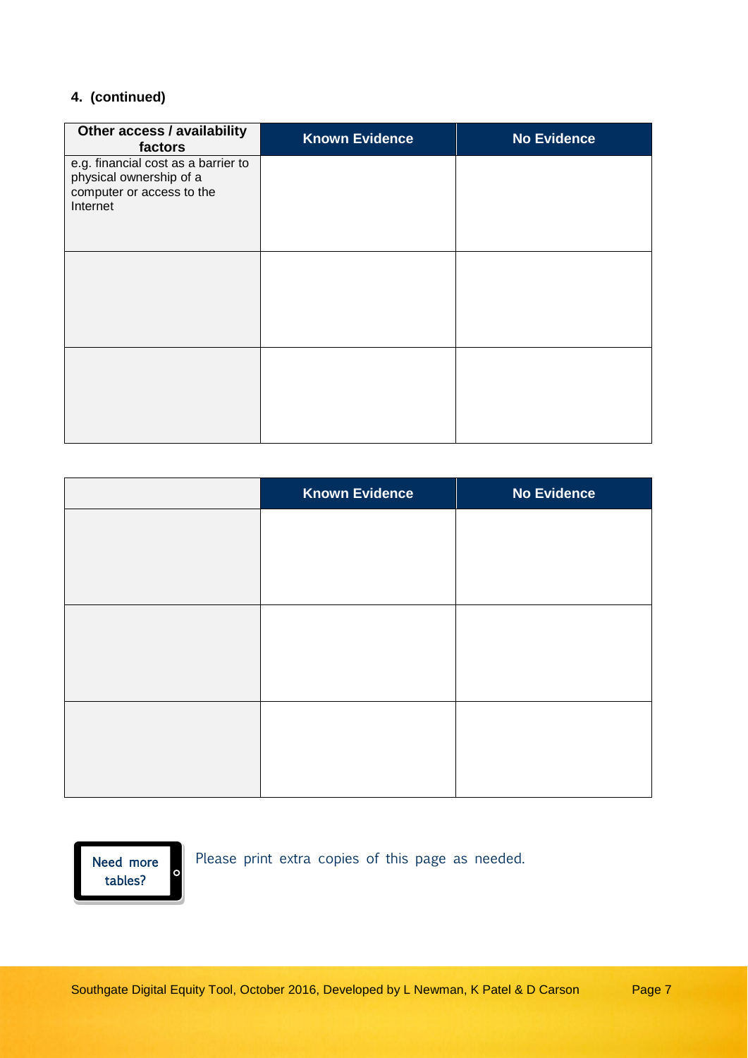**4. (continued)**

| Other access / availability factors | Known Evidence | No Evidence |
|---|---|---|
| e.g. financial cost as a barrier to physical ownership of a computer or access to the Internet | | |
| | | |
| | | |

| | Known Evidence | No Evidence |
|---|---|---|
| | | |
| | | |
| | | |

Need more tables?

Please print extra copies of this page as needed.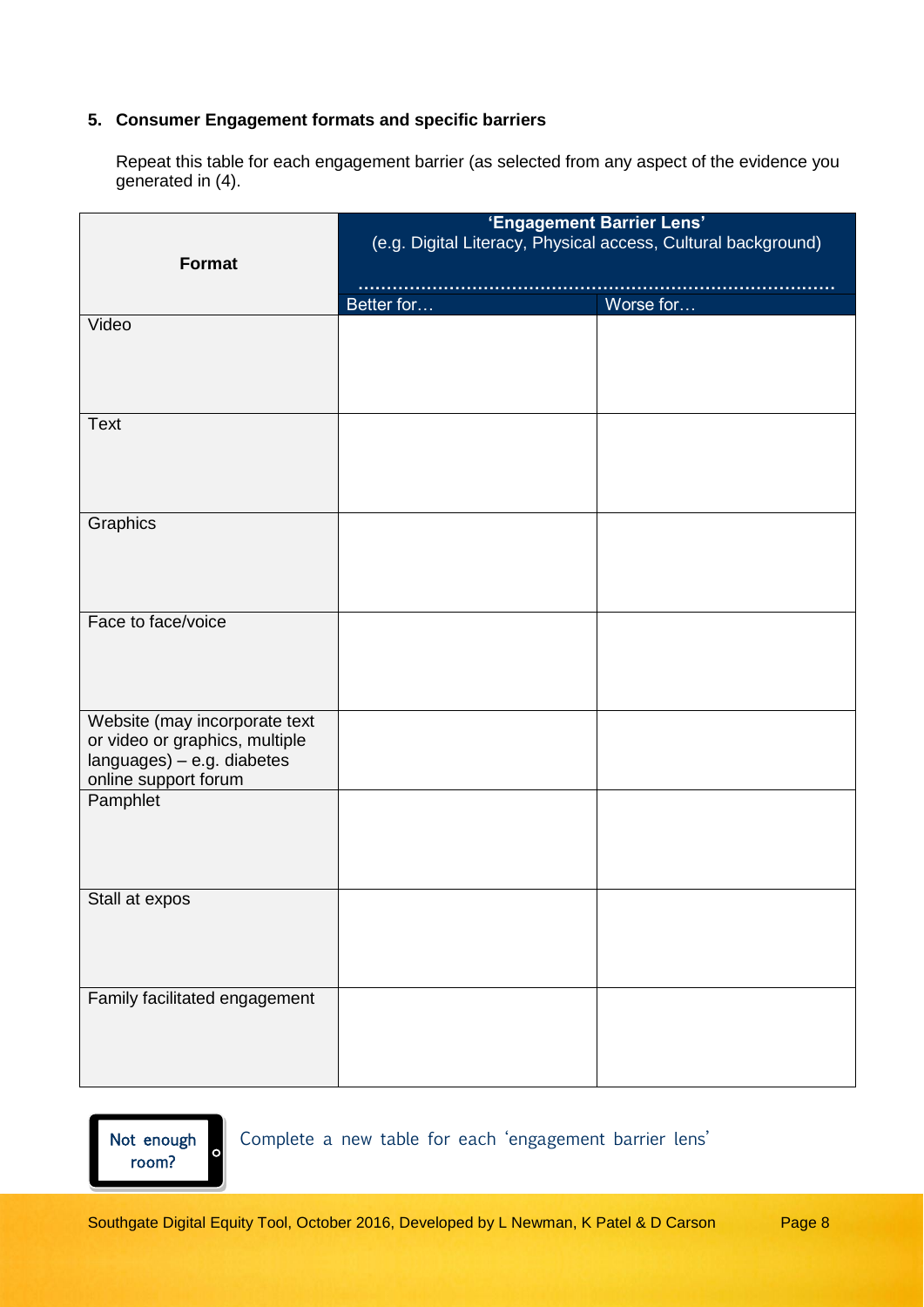### 5. Consumer Engagement formats and specific barriers

Repeat this table for each engagement barrier (as selected from any aspect of the evidence you generated in (4).

| **Format** | **'Engagement Barrier Lens'** (e.g. Digital Literacy, Physical access, Cultural background) ………………………………………………………………………… | |
|---|---|---|
| | Better for… | Worse for… |
| Video | | |
| Text | | |
| Graphics | | |
| Face to face/voice | | |
| Website (may incorporate text or video or graphics, multiple languages) – e.g. diabetes online support forum | | |
| Pamphlet | | |
| Stall at expos | | |
| Family facilitated engagement | | |

Not enough room? Complete a new table for each 'engagement barrier lens'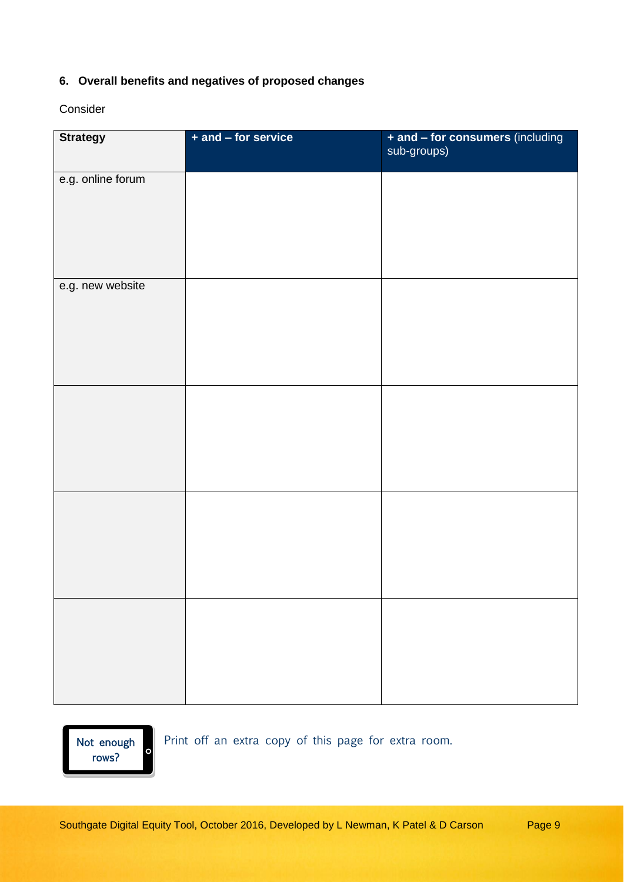### 6. Overall benefits and negatives of proposed changes

Consider

| Strategy | **+ and – for service** | **+ and – for consumers** (including sub-groups) |
|---|---|---|
| e.g. online forum | | |
| e.g. new website | | |
| | | |
| | | |
| | | |

Not enough rows?

Print off an extra copy of this page for extra room.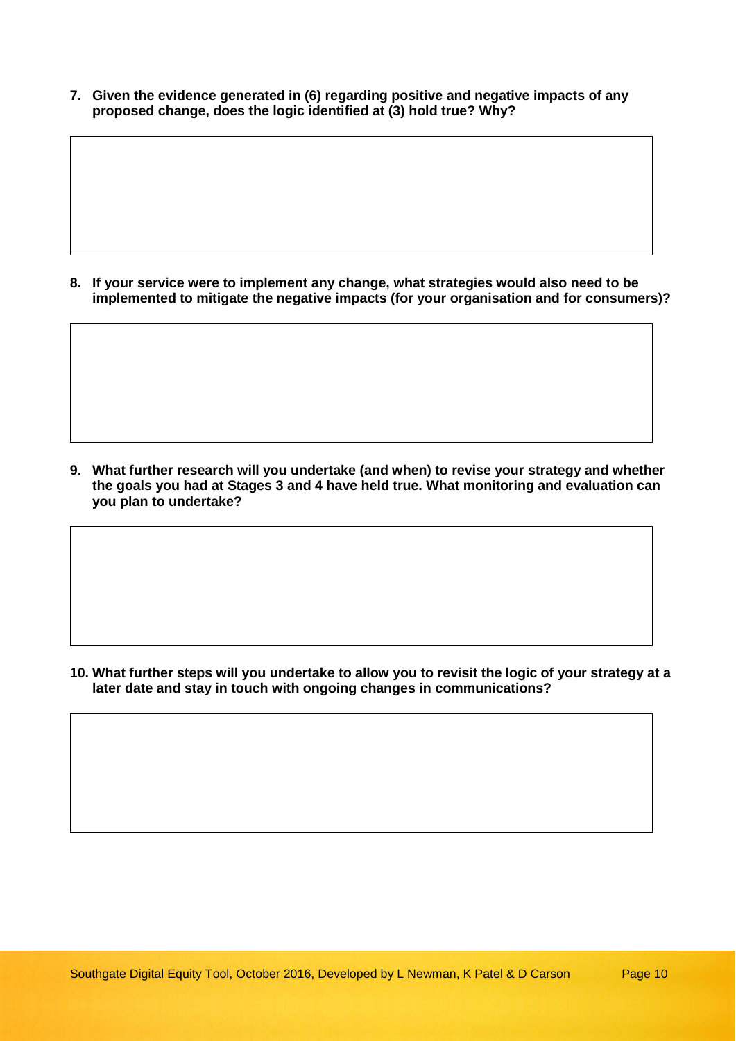**7. Given the evidence generated in (6) regarding positive and negative impacts of any proposed change, does the logic identified at (3) hold true? Why?**

**8. If your service were to implement any change, what strategies would also need to be implemented to mitigate the negative impacts (for your organisation and for consumers)?**

**9. What further research will you undertake (and when) to revise your strategy and whether the goals you had at Stages 3 and 4 have held true. What monitoring and evaluation can you plan to undertake?**

**10. What further steps will you undertake to allow you to revisit the logic of your strategy at a later date and stay in touch with ongoing changes in communications?**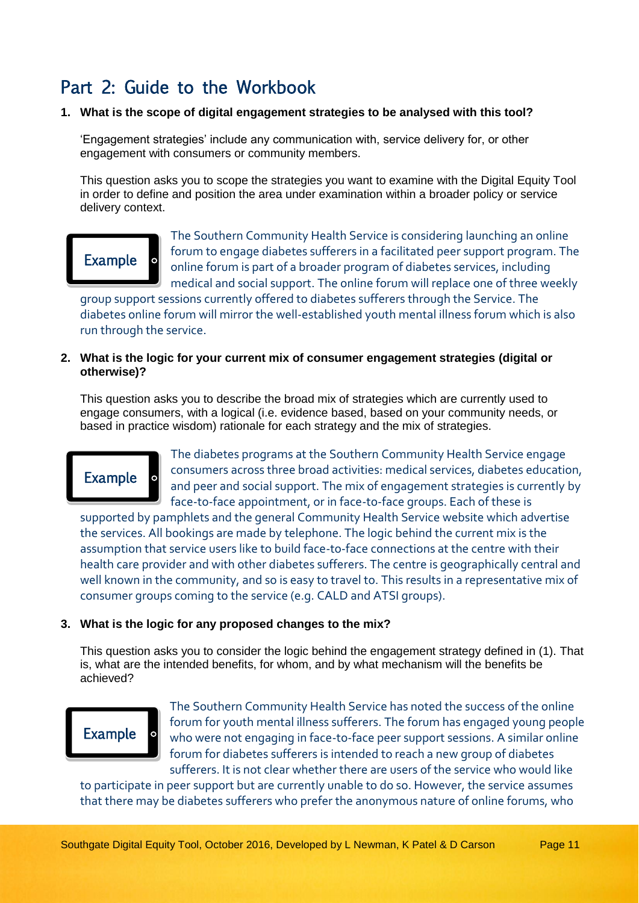## Part 2: Guide to the Workbook

**1. What is the scope of digital engagement strategies to be analysed with this tool?**

'Engagement strategies' include any communication with, service delivery for, or other engagement with consumers or community members.

This question asks you to scope the strategies you want to examine with the Digital Equity Tool in order to define and position the area under examination within a broader policy or service delivery context.

**Example**

The Southern Community Health Service is considering launching an online forum to engage diabetes sufferers in a facilitated peer support program. The online forum is part of a broader program of diabetes services, including medical and social support. The online forum will replace one of three weekly group support sessions currently offered to diabetes sufferers through the Service. The diabetes online forum will mirror the well-established youth mental illness forum which is also run through the service.

**2. What is the logic for your current mix of consumer engagement strategies (digital or otherwise)?**

This question asks you to describe the broad mix of strategies which are currently used to engage consumers, with a logical (i.e. evidence based, based on your community needs, or based in practice wisdom) rationale for each strategy and the mix of strategies.

**Example**

The diabetes programs at the Southern Community Health Service engage consumers across three broad activities: medical services, diabetes education, and peer and social support. The mix of engagement strategies is currently by face-to-face appointment, or in face-to-face groups. Each of these is supported by pamphlets and the general Community Health Service website which advertise the services. All bookings are made by telephone. The logic behind the current mix is the assumption that service users like to build face-to-face connections at the centre with their health care provider and with other diabetes sufferers. The centre is geographically central and well known in the community, and so is easy to travel to. This results in a representative mix of consumer groups coming to the service (e.g. CALD and ATSI groups).

**3. What is the logic for any proposed changes to the mix?**

This question asks you to consider the logic behind the engagement strategy defined in (1). That is, what are the intended benefits, for whom, and by what mechanism will the benefits be achieved?

**Example**

The Southern Community Health Service has noted the success of the online forum for youth mental illness sufferers. The forum has engaged young people who were not engaging in face-to-face peer support sessions. A similar online forum for diabetes sufferers is intended to reach a new group of diabetes sufferers. It is not clear whether there are users of the service who would like to participate in peer support but are currently unable to do so. However, the service assumes that there may be diabetes sufferers who prefer the anonymous nature of online forums, who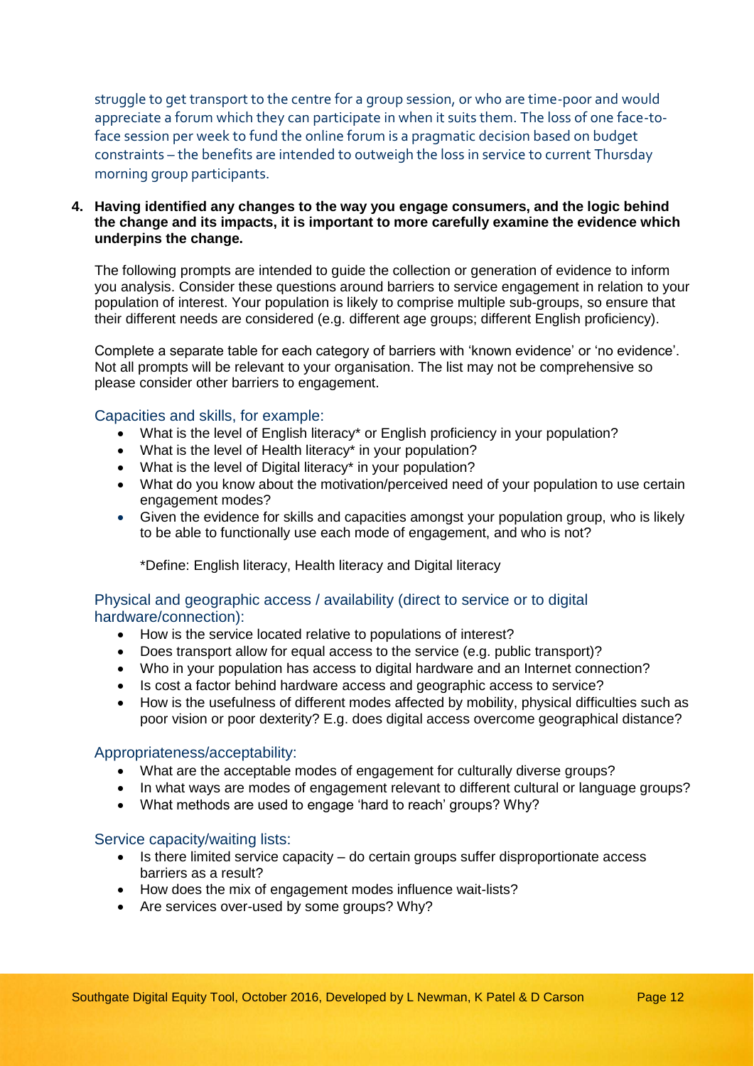struggle to get transport to the centre for a group session, or who are time-poor and would appreciate a forum which they can participate in when it suits them. The loss of one face-to-face session per week to fund the online forum is a pragmatic decision based on budget constraints – the benefits are intended to outweigh the loss in service to current Thursday morning group participants.

**4. Having identified any changes to the way you engage consumers, and the logic behind the change and its impacts, it is important to more carefully examine the evidence which underpins the change.**

The following prompts are intended to guide the collection or generation of evidence to inform you analysis. Consider these questions around barriers to service engagement in relation to your population of interest. Your population is likely to comprise multiple sub-groups, so ensure that their different needs are considered (e.g. different age groups; different English proficiency).

Complete a separate table for each category of barriers with 'known evidence' or 'no evidence'. Not all prompts will be relevant to your organisation. The list may not be comprehensive so please consider other barriers to engagement.

### Capacities and skills, for example:

- What is the level of English literacy* or English proficiency in your population?
- What is the level of Health literacy* in your population?
- What is the level of Digital literacy* in your population?
- What do you know about the motivation/perceived need of your population to use certain engagement modes?
- Given the evidence for skills and capacities amongst your population group, who is likely to be able to functionally use each mode of engagement, and who is not?

*Define: English literacy, Health literacy and Digital literacy

### Physical and geographic access / availability (direct to service or to digital hardware/connection):

- How is the service located relative to populations of interest?
- Does transport allow for equal access to the service (e.g. public transport)?
- Who in your population has access to digital hardware and an Internet connection?
- Is cost a factor behind hardware access and geographic access to service?
- How is the usefulness of different modes affected by mobility, physical difficulties such as poor vision or poor dexterity? E.g. does digital access overcome geographical distance?

### Appropriateness/acceptability:

- What are the acceptable modes of engagement for culturally diverse groups?
- In what ways are modes of engagement relevant to different cultural or language groups?
- What methods are used to engage 'hard to reach' groups? Why?

### Service capacity/waiting lists:

- Is there limited service capacity – do certain groups suffer disproportionate access barriers as a result?
- How does the mix of engagement modes influence wait-lists?
- Are services over-used by some groups? Why?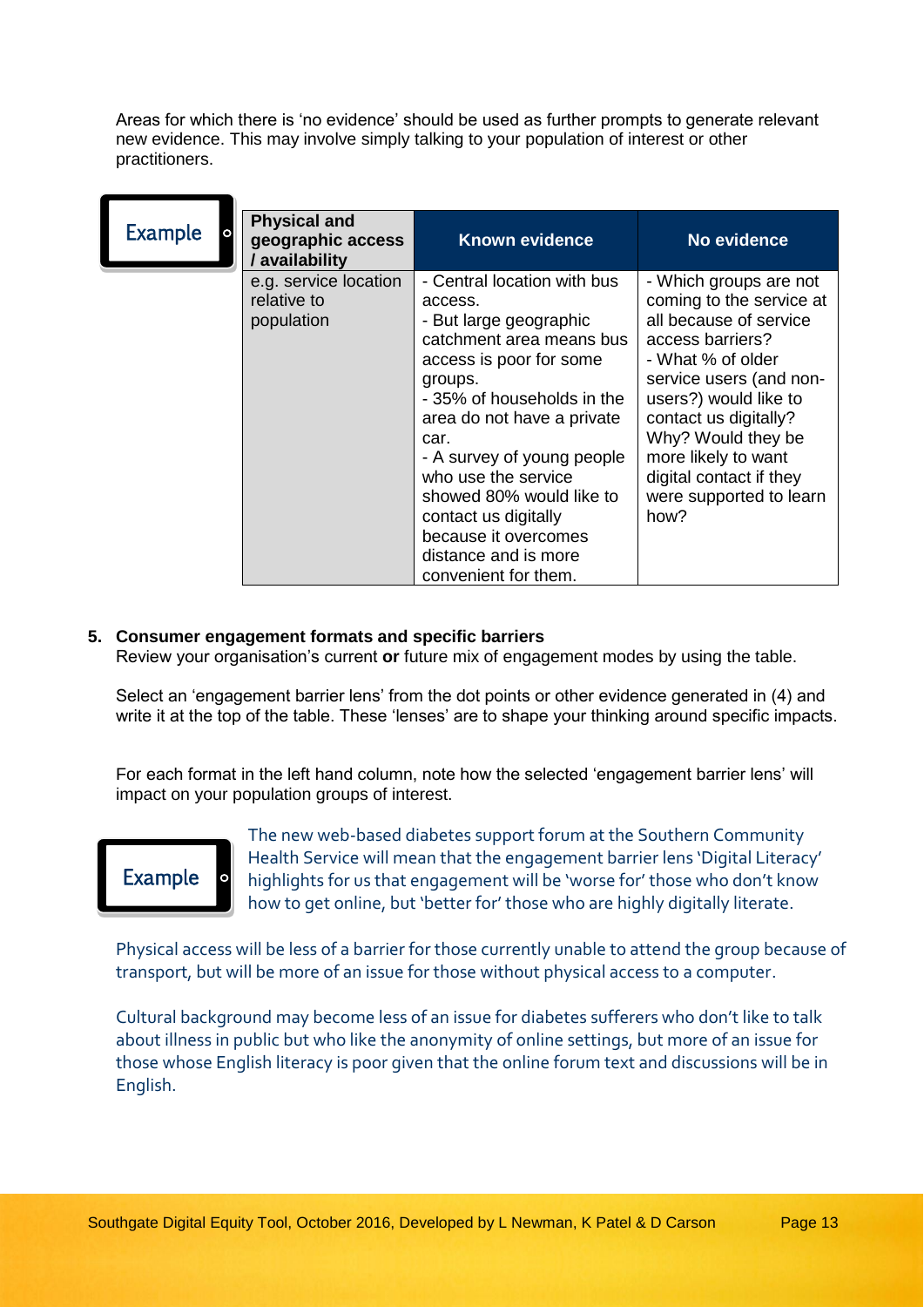Areas for which there is 'no evidence' should be used as further prompts to generate relevant new evidence. This may involve simply talking to your population of interest or other practitioners.

Example

| Physical and geographic access / availability | Known evidence | No evidence |
|---|---|---|
| e.g. service location relative to population | - Central location with bus access.<br>- But large geographic catchment area means bus access is poor for some groups.<br>- 35% of households in the area do not have a private car.<br>- A survey of young people who use the service showed 80% would like to contact us digitally because it overcomes distance and is more convenient for them. | - Which groups are not coming to the service at all because of service access barriers?<br>- What % of older service users (and non-users?) would like to contact us digitally? Why? Would they be more likely to want digital contact if they were supported to learn how? |

**5. Consumer engagement formats and specific barriers**

Review your organisation's current **or** future mix of engagement modes by using the table.

Select an 'engagement barrier lens' from the dot points or other evidence generated in (4) and write it at the top of the table. These 'lenses' are to shape your thinking around specific impacts.

For each format in the left hand column, note how the selected 'engagement barrier lens' will impact on your population groups of interest.

Example

The new web-based diabetes support forum at the Southern Community Health Service will mean that the engagement barrier lens 'Digital Literacy' highlights for us that engagement will be 'worse for' those who don't know how to get online, but 'better for' those who are highly digitally literate.

Physical access will be less of a barrier for those currently unable to attend the group because of transport, but will be more of an issue for those without physical access to a computer.

Cultural background may become less of an issue for diabetes sufferers who don't like to talk about illness in public but who like the anonymity of online settings, but more of an issue for those whose English literacy is poor given that the online forum text and discussions will be in English.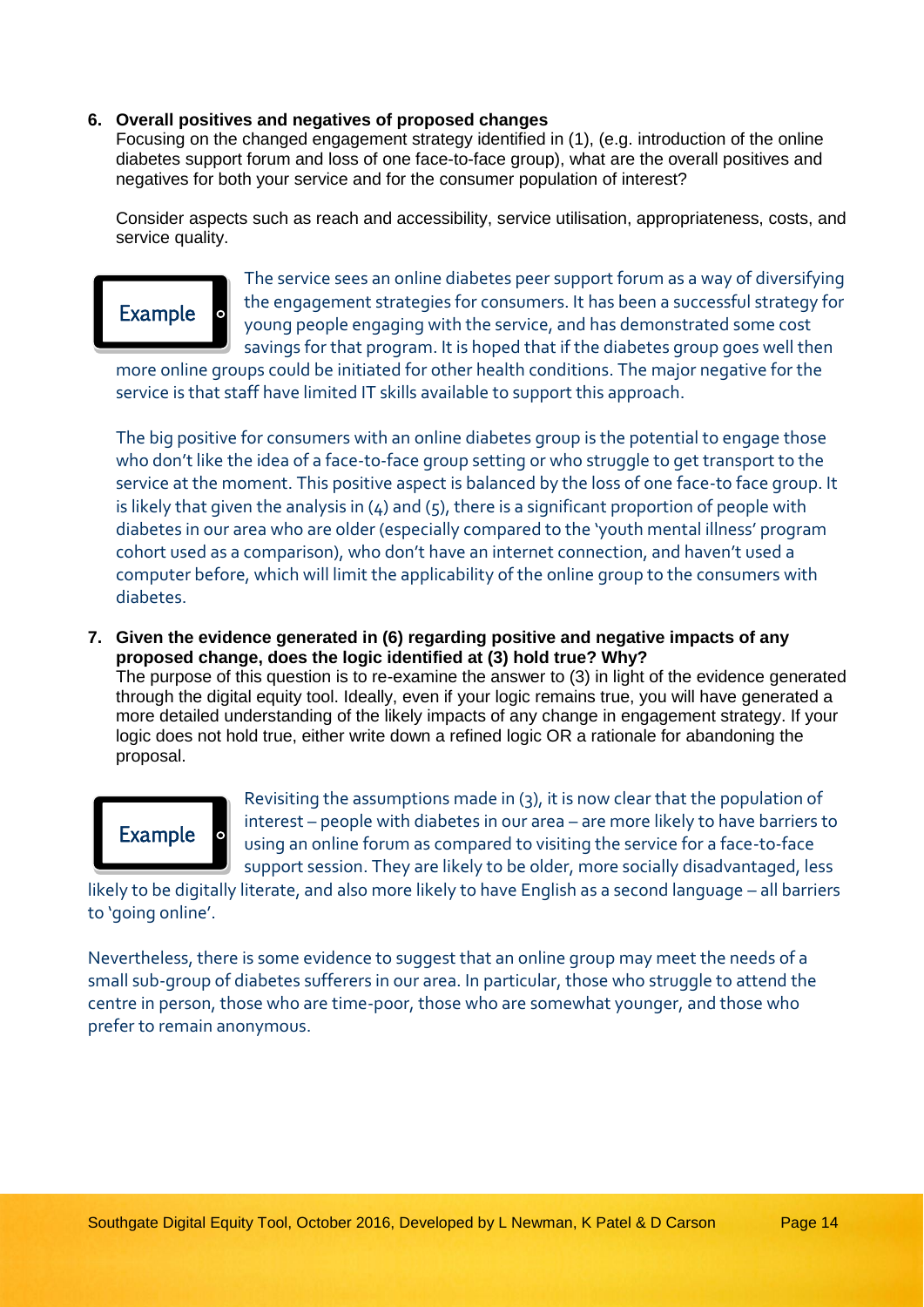**6. Overall positives and negatives of proposed changes**

Focusing on the changed engagement strategy identified in (1), (e.g. introduction of the online diabetes support forum and loss of one face-to-face group), what are the overall positives and negatives for both your service and for the consumer population of interest?

Consider aspects such as reach and accessibility, service utilisation, appropriateness, costs, and service quality.

Example

The service sees an online diabetes peer support forum as a way of diversifying the engagement strategies for consumers. It has been a successful strategy for young people engaging with the service, and has demonstrated some cost savings for that program. It is hoped that if the diabetes group goes well then more online groups could be initiated for other health conditions. The major negative for the service is that staff have limited IT skills available to support this approach.

The big positive for consumers with an online diabetes group is the potential to engage those who don't like the idea of a face-to-face group setting or who struggle to get transport to the service at the moment. This positive aspect is balanced by the loss of one face-to face group. It is likely that given the analysis in (4) and (5), there is a significant proportion of people with diabetes in our area who are older (especially compared to the 'youth mental illness' program cohort used as a comparison), who don't have an internet connection, and haven't used a computer before, which will limit the applicability of the online group to the consumers with diabetes.

**7. Given the evidence generated in (6) regarding positive and negative impacts of any proposed change, does the logic identified at (3) hold true? Why?**

The purpose of this question is to re-examine the answer to (3) in light of the evidence generated through the digital equity tool. Ideally, even if your logic remains true, you will have generated a more detailed understanding of the likely impacts of any change in engagement strategy. If your logic does not hold true, either write down a refined logic OR a rationale for abandoning the proposal.

Example

Revisiting the assumptions made in (3), it is now clear that the population of interest – people with diabetes in our area – are more likely to have barriers to using an online forum as compared to visiting the service for a face-to-face support session. They are likely to be older, more socially disadvantaged, less likely to be digitally literate, and also more likely to have English as a second language – all barriers to 'going online'.

Nevertheless, there is some evidence to suggest that an online group may meet the needs of a small sub-group of diabetes sufferers in our area. In particular, those who struggle to attend the centre in person, those who are time-poor, those who are somewhat younger, and those who prefer to remain anonymous.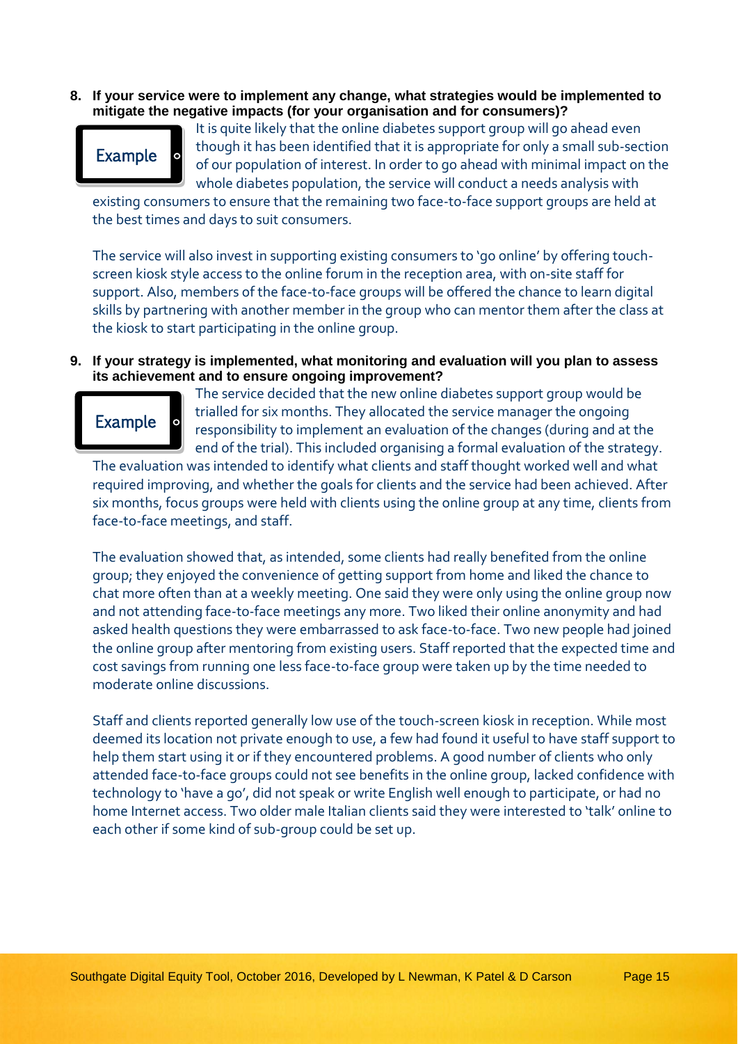**8. If your service were to implement any change, what strategies would be implemented to mitigate the negative impacts (for your organisation and for consumers)?**

Example

It is quite likely that the online diabetes support group will go ahead even though it has been identified that it is appropriate for only a small sub-section of our population of interest. In order to go ahead with minimal impact on the whole diabetes population, the service will conduct a needs analysis with existing consumers to ensure that the remaining two face-to-face support groups are held at the best times and days to suit consumers.

The service will also invest in supporting existing consumers to 'go online' by offering touch-screen kiosk style access to the online forum in the reception area, with on-site staff for support. Also, members of the face-to-face groups will be offered the chance to learn digital skills by partnering with another member in the group who can mentor them after the class at the kiosk to start participating in the online group.

**9. If your strategy is implemented, what monitoring and evaluation will you plan to assess its achievement and to ensure ongoing improvement?**

Example

The service decided that the new online diabetes support group would be trialled for six months. They allocated the service manager the ongoing responsibility to implement an evaluation of the changes (during and at the end of the trial). This included organising a formal evaluation of the strategy. The evaluation was intended to identify what clients and staff thought worked well and what required improving, and whether the goals for clients and the service had been achieved. After six months, focus groups were held with clients using the online group at any time, clients from face-to-face meetings, and staff.

The evaluation showed that, as intended, some clients had really benefited from the online group; they enjoyed the convenience of getting support from home and liked the chance to chat more often than at a weekly meeting. One said they were only using the online group now and not attending face-to-face meetings any more. Two liked their online anonymity and had asked health questions they were embarrassed to ask face-to-face. Two new people had joined the online group after mentoring from existing users. Staff reported that the expected time and cost savings from running one less face-to-face group were taken up by the time needed to moderate online discussions.

Staff and clients reported generally low use of the touch-screen kiosk in reception. While most deemed its location not private enough to use, a few had found it useful to have staff support to help them start using it or if they encountered problems. A good number of clients who only attended face-to-face groups could not see benefits in the online group, lacked confidence with technology to 'have a go', did not speak or write English well enough to participate, or had no home Internet access. Two older male Italian clients said they were interested to 'talk' online to each other if some kind of sub-group could be set up.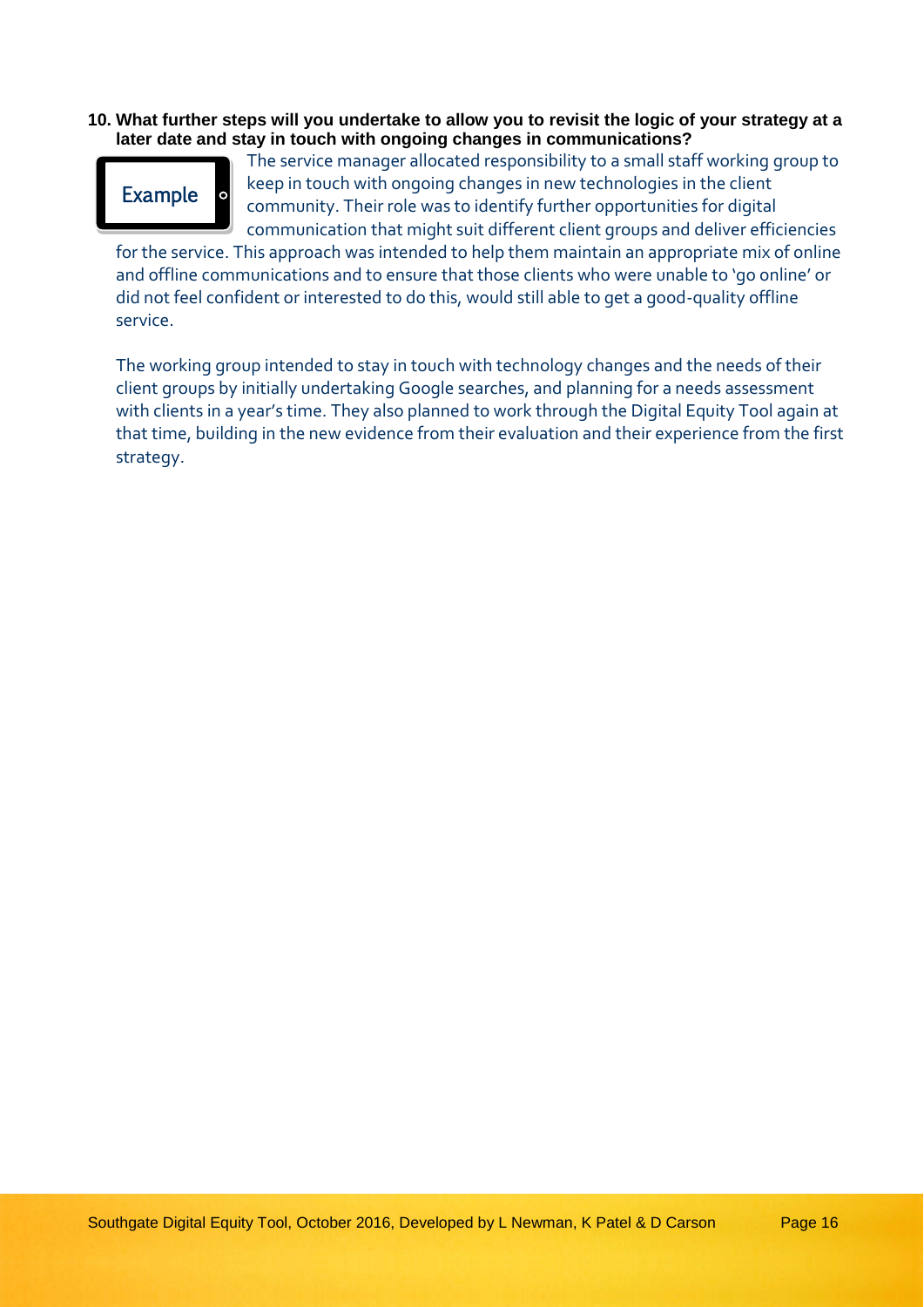**10. What further steps will you undertake to allow you to revisit the logic of your strategy at a later date and stay in touch with ongoing changes in communications?**

Example

The service manager allocated responsibility to a small staff working group to keep in touch with ongoing changes in new technologies in the client community. Their role was to identify further opportunities for digital communication that might suit different client groups and deliver efficiencies for the service. This approach was intended to help them maintain an appropriate mix of online and offline communications and to ensure that those clients who were unable to 'go online' or did not feel confident or interested to do this, would still able to get a good-quality offline service.

The working group intended to stay in touch with technology changes and the needs of their client groups by initially undertaking Google searches, and planning for a needs assessment with clients in a year's time. They also planned to work through the Digital Equity Tool again at that time, building in the new evidence from their evaluation and their experience from the first strategy.